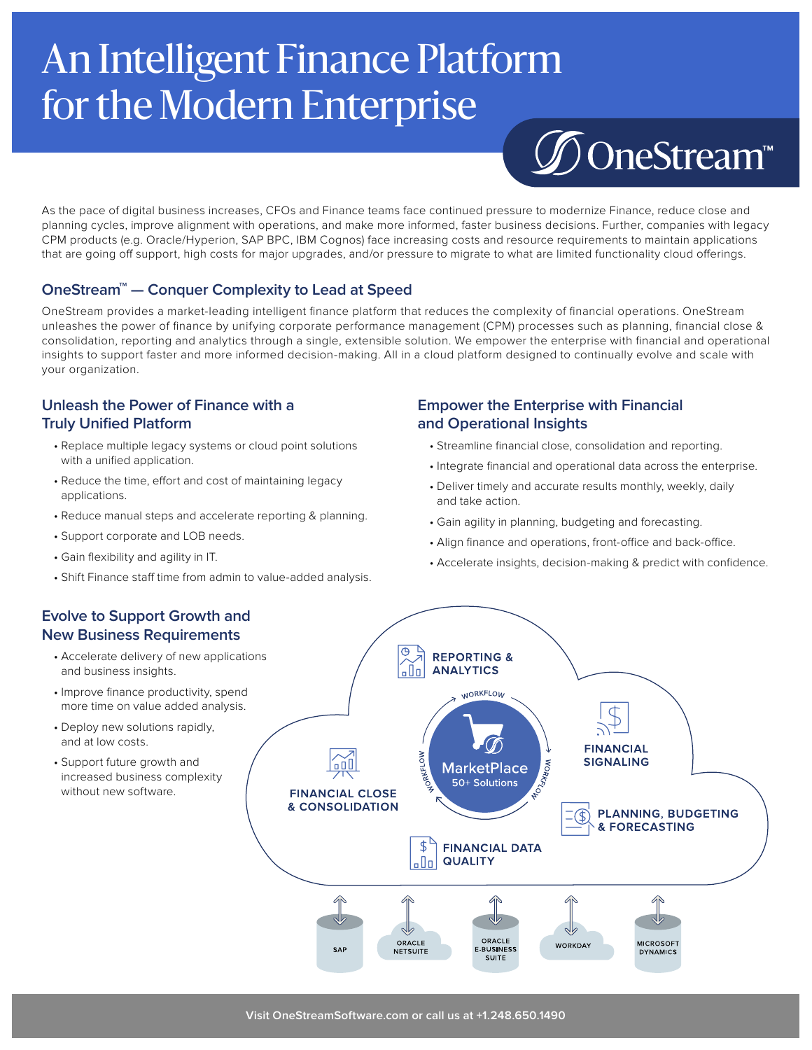# An Intelligent Finance Platform for the Modern Enterprise

OneStream™

As the pace of digital business increases, CFOs and Finance teams face continued pressure to modernize Finance, reduce close and planning cycles, improve alignment with operations, and make more informed, faster business decisions. Further, companies with legacy CPM products (e.g. Oracle/Hyperion, SAP BPC, IBM Cognos) face increasing costs and resource requirements to maintain applications that are going off support, high costs for major upgrades, and/or pressure to migrate to what are limited functionality cloud offerings.

## OneStream™ — Conquer Complexity to Lead at Speed

OneStream provides a market-leading intelligent finance platform that reduces the complexity of financial operations. OneStream unleashes the power of finance by unifying corporate performance management (CPM) processes such as planning, financial close & consolidation, reporting and analytics through a single, extensible solution. We empower the enterprise with financial and operational insights to support faster and more informed decision-making. All in a cloud platform designed to continually evolve and scale with your organization.

### Unleash the Power of Finance with a Truly Unified Platform

- Replace multiple legacy systems or cloud point solutions with a unified application.
- Reduce the time, effort and cost of maintaining legacy applications.
- Reduce manual steps and accelerate reporting & planning.
- Support corporate and LOB needs.
- Gain flexibility and agility in IT.
- Shift Finance staff time from admin to value-added analysis.

### Empower the Enterprise with Financial and Operational Insights

- Streamline financial close, consolidation and reporting.
- Integrate financial and operational data across the enterprise.
- Deliver timely and accurate results monthly, weekly, daily and take action.
- Gain agility in planning, budgeting and forecasting.
- Align finance and operations, front-office and back-office.
- Accelerate insights, decision-making & predict with confidence.

### Evolve to Support Growth and New Business Requirements

- Accelerate delivery of new applications and business insights.
- Improve finance productivity, spend more time on value added analysis.
- Deploy new solutions rapidly, and at low costs.
- Support future growth and increased business complexity without new software.

REPORTING & ANALYTICS

FINANCIAL SIGNALING

FINANCIAL CLOSE & CONSOLIDATION

MarketPlace 50+ Solutions

WORKFLOW

PLANNING, BUDGETING & FORECASTING

FINANCIAL DATA QUALITY

SAP | ORACLE NETSUITE | ORACLE E-BUSINESS SUITE | WORKDAY | MICROSOFT DYNAMICS

Visit OneStreamSoftware.com or call us at +1.248.650.1490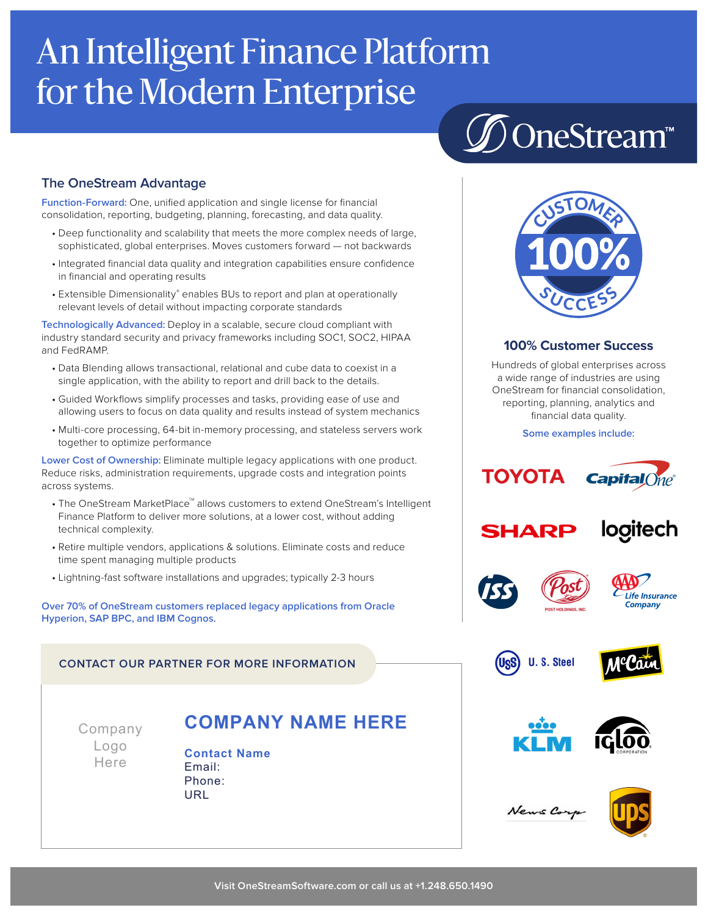# An Intelligent Finance Platform for the Modern Enterprise

OneStream™

## The OneStream Advantage

**Function-Forward:** One, unified application and single license for financial consolidation, reporting, budgeting, planning, forecasting, and data quality.

- Deep functionality and scalability that meets the more complex needs of large, sophisticated, global enterprises. Moves customers forward — not backwards
- Integrated financial data quality and integration capabilities ensure confidence in financial and operating results
- Extensible Dimensionality® enables BUs to report and plan at operationally relevant levels of detail without impacting corporate standards

**Technologically Advanced:** Deploy in a scalable, secure cloud compliant with industry standard security and privacy frameworks including SOC1, SOC2, HIPAA and FedRAMP.

- Data Blending allows transactional, relational and cube data to coexist in a single application, with the ability to report and drill back to the details.
- Guided Workflows simplify processes and tasks, providing ease of use and allowing users to focus on data quality and results instead of system mechanics
- Multi-core processing, 64-bit in-memory processing, and stateless servers work together to optimize performance

**Lower Cost of Ownership:** Eliminate multiple legacy applications with one product. Reduce risks, administration requirements, upgrade costs and integration points across systems.

- The OneStream MarketPlace™ allows customers to extend OneStream's Intelligent Finance Platform to deliver more solutions, at a lower cost, without adding technical complexity.
- Retire multiple vendors, applications & solutions. Eliminate costs and reduce time spent managing multiple products
- Lightning-fast software installations and upgrades; typically 2-3 hours

**Over 70% of OneStream customers replaced legacy applications from Oracle Hyperion, SAP BPC, and IBM Cognos.**

CUSTOMER 100% SUCCESS

### 100% Customer Success

Hundreds of global enterprises across a wide range of industries are using OneStream for financial consolidation, reporting, planning, analytics and financial data quality.

Some examples include:

TOYOTA, Capital One, SHARP, logitech, ISS, Post Holdings, Inc., AAA Life Insurance Company, U. S. Steel, McCain, KLM, Igloo Corporation, News Corp, UPS

### CONTACT OUR PARTNER FOR MORE INFORMATION

Company Logo Here

**COMPANY NAME HERE**

**Contact Name**
Email:
Phone:
URL

Visit OneStreamSoftware.com or call us at +1.248.650.1490